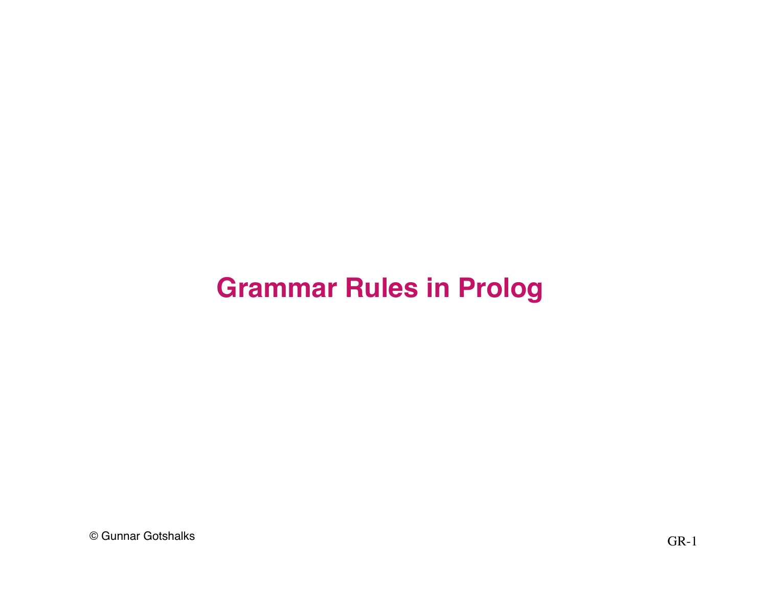# Grammar Rules in Prolog

© Gunnar Gotshalks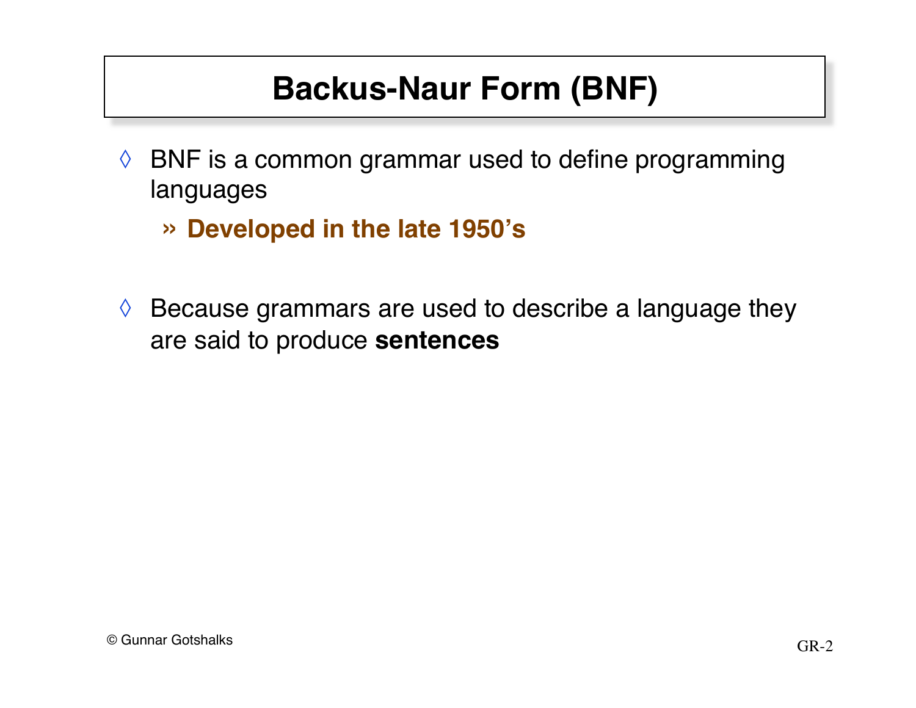# Backus-Naur Form (BNF)

- BNF is a common grammar used to define programming languages
  - **Developed in the late 1950's**

- Because grammars are used to describe a language they are said to produce **sentences**

© Gunnar Gotshalks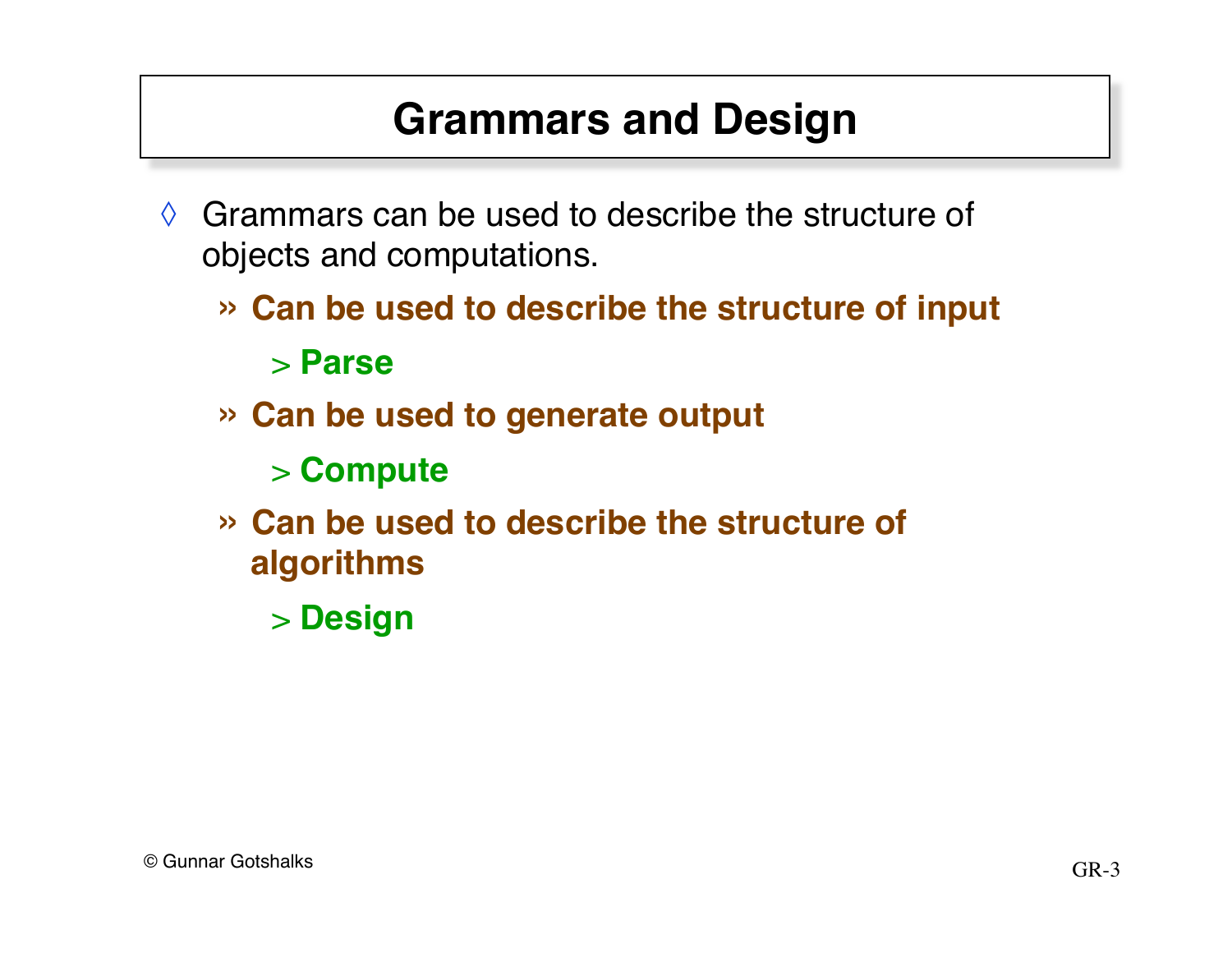# Grammars and Design

- Grammars can be used to describe the structure of objects and computations.
  - **Can be used to describe the structure of input**
    - **Parse**
  - **Can be used to generate output**
    - **Compute**
  - **Can be used to describe the structure of algorithms**
    - **Design**

© Gunnar Gotshalks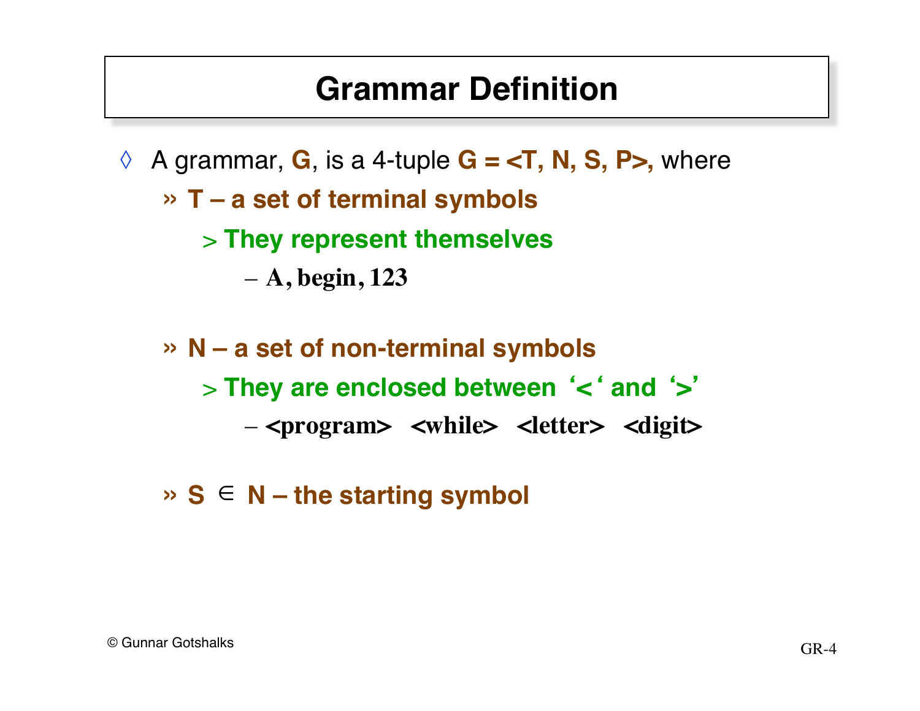# Grammar Definition

- A grammar, **G**, is a 4-tuple **G = <T, N, S, P>,** where
  - **T – a set of terminal symbols**
    - **They represent themselves**
      - **A, begin, 123**
  - **N – a set of non-terminal symbols**
    - **They are enclosed between '<' and '>'**
      - **<program> <while> <letter> <digit>**
  - **S ∈ N – the starting symbol**

© Gunnar Gotshalks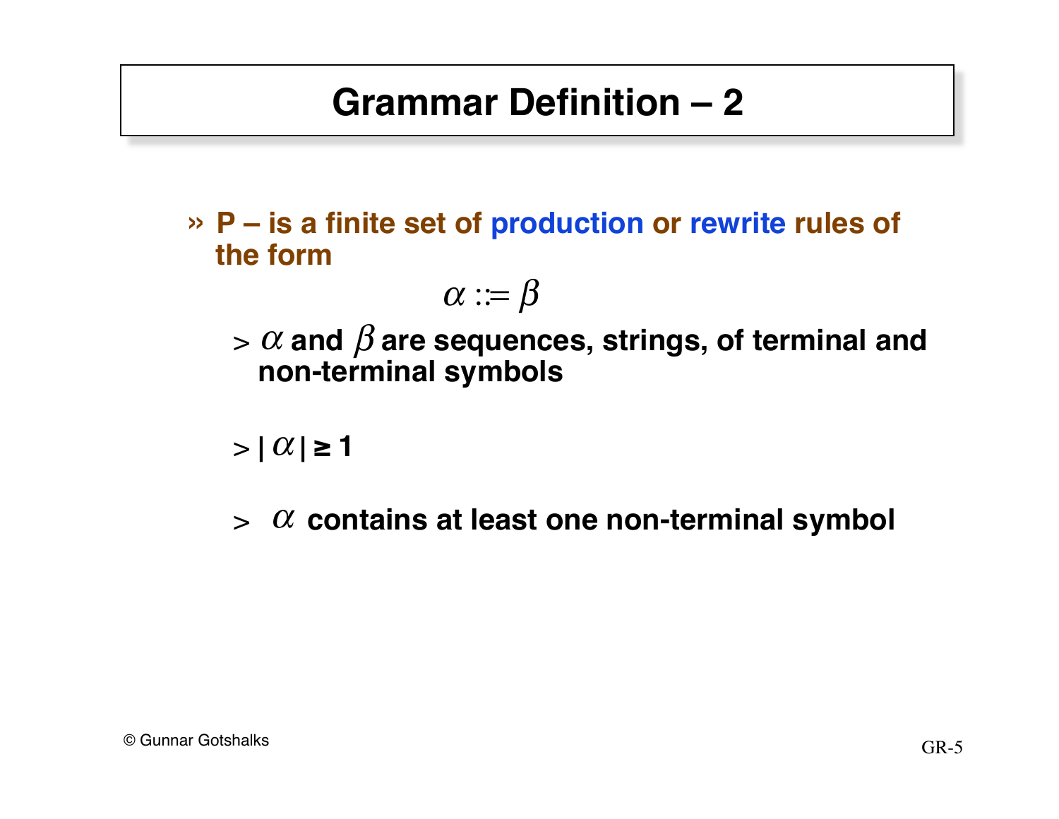# Grammar Definition – 2

- **P – is a finite set of production or rewrite rules of the form**

$$\alpha ::= \beta$$

  - $\alpha$ **and** $\beta$ **are sequences, strings, of terminal and non-terminal symbols**
  - $| \alpha | \geq 1$
  - $\alpha$ **contains at least one non-terminal symbol**

© Gunnar Gotshalks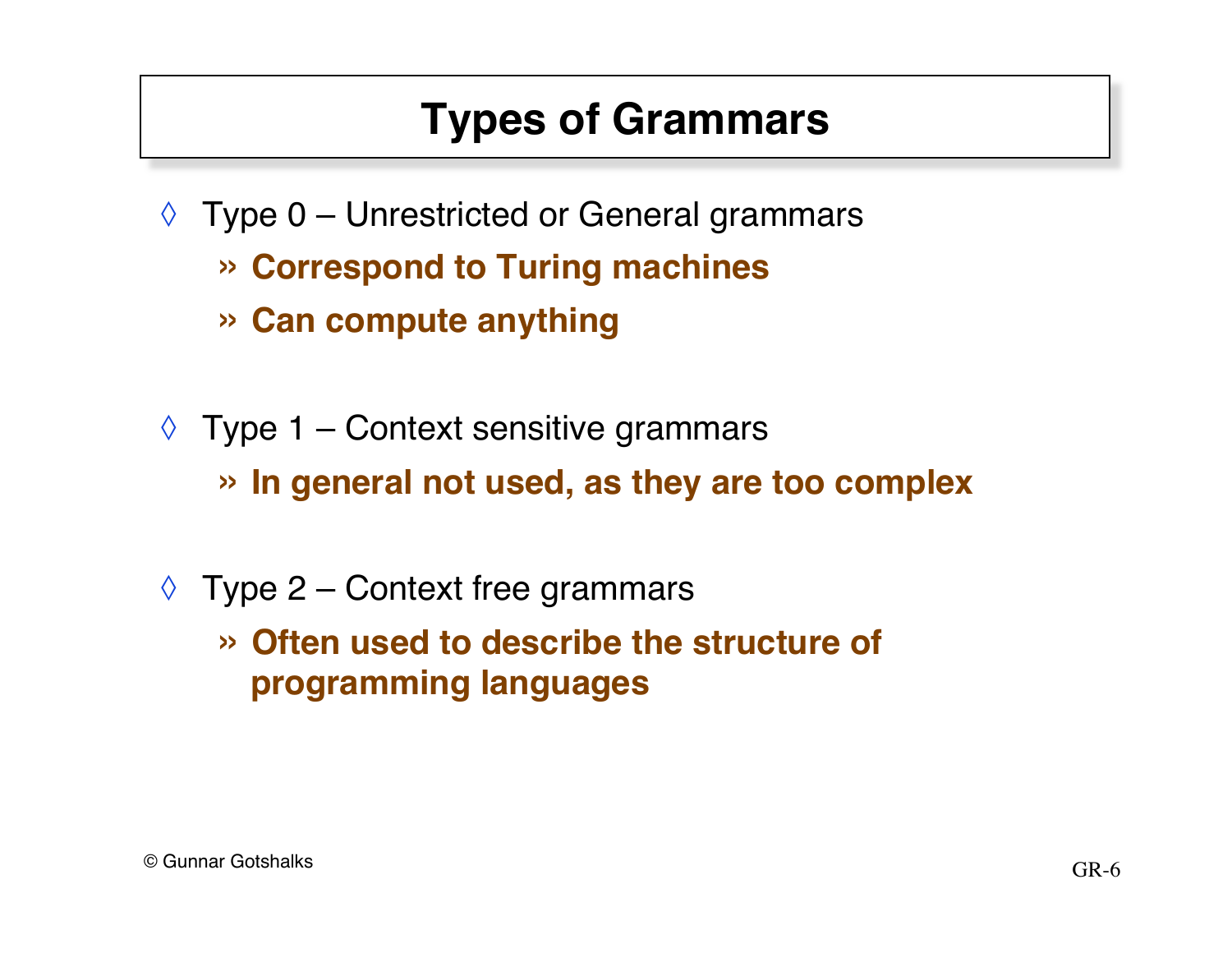# Types of Grammars

- Type 0 – Unrestricted or General grammars
  - **Correspond to Turing machines**
  - **Can compute anything**

- Type 1 – Context sensitive grammars
  - **In general not used, as they are too complex**

- Type 2 – Context free grammars
  - **Often used to describe the structure of programming languages**

© Gunnar Gotshalks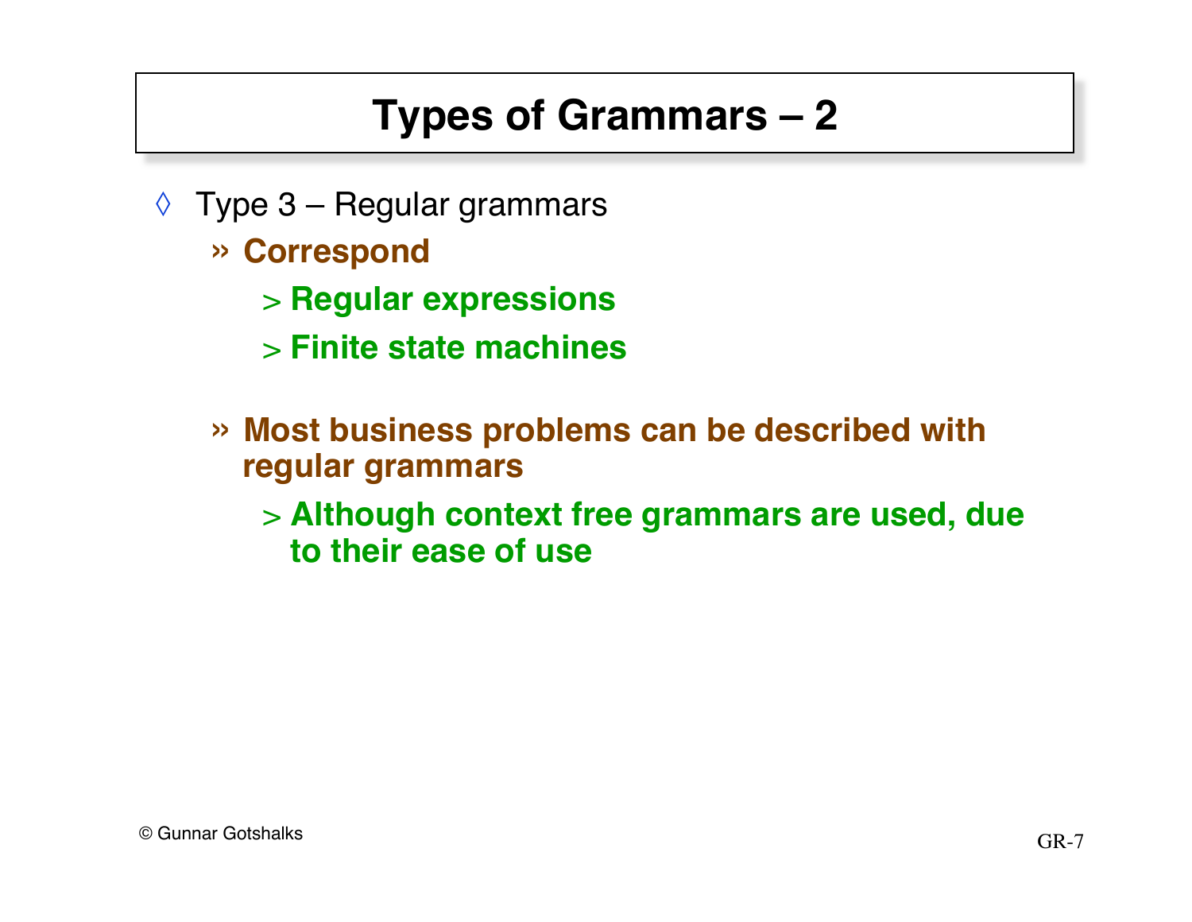# Types of Grammars – 2

- Type 3 – Regular grammars
  - **Correspond**
    - **Regular expressions**
    - **Finite state machines**
  - **Most business problems can be described with regular grammars**
    - **Although context free grammars are used, due to their ease of use**

© Gunnar Gotshalks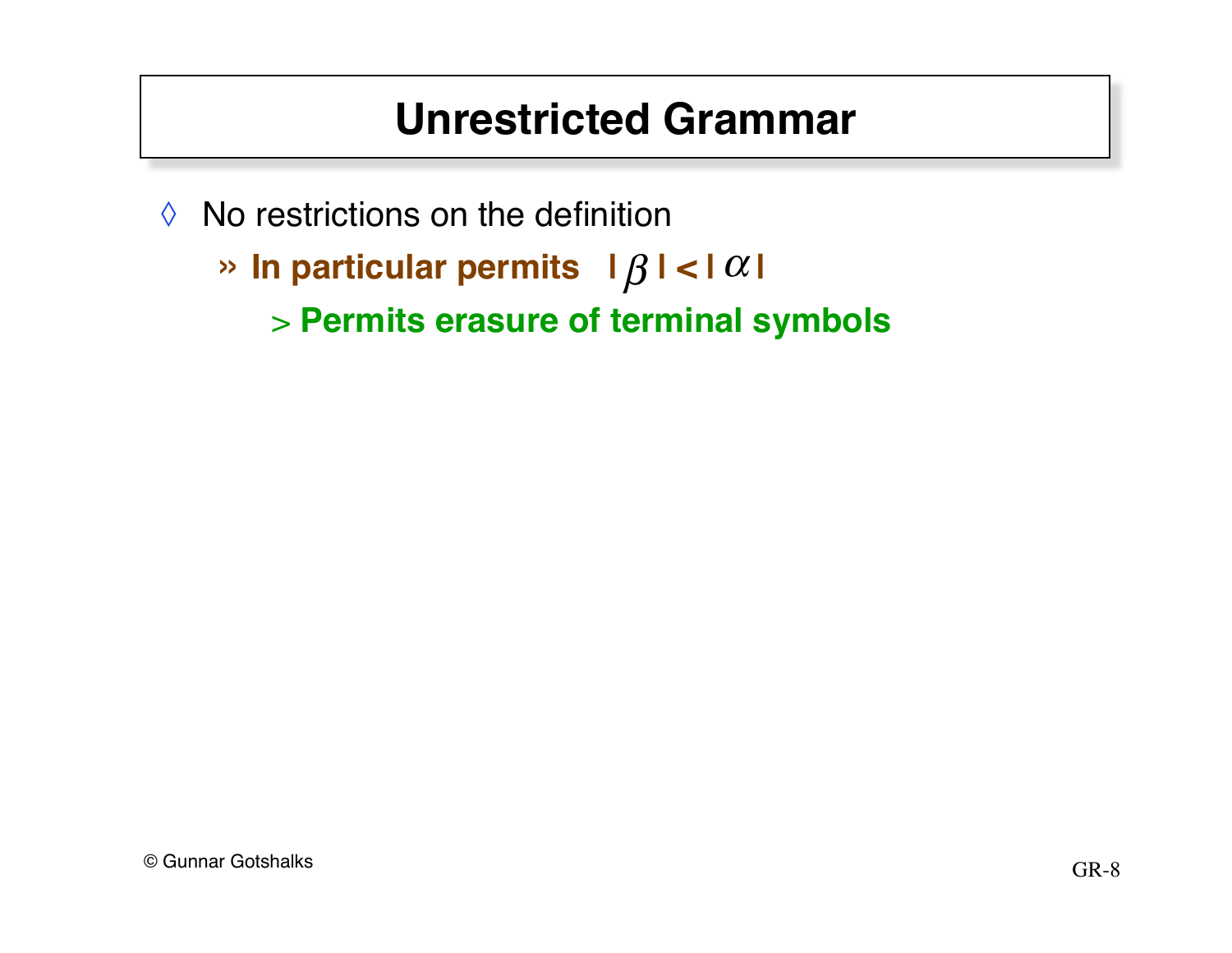# Unrestricted Grammar

- No restrictions on the definition
  - **In particular permits $|\beta| < |\alpha|$**
    - **Permits erasure of terminal symbols**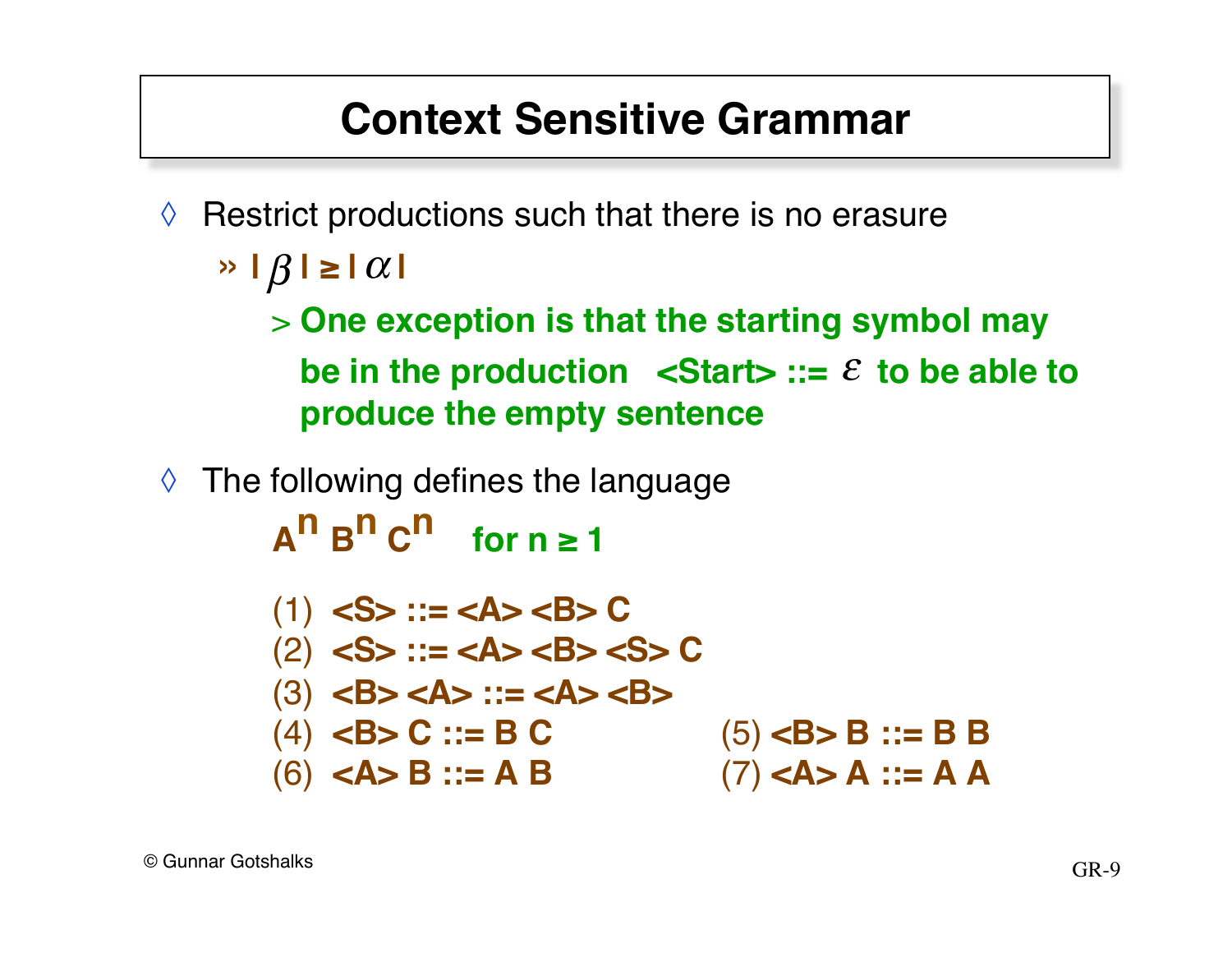# Context Sensitive Grammar

- Restrict productions such that there is no erasure
  - $| \beta | \geq | \alpha |$
    - **One exception is that the starting symbol may be in the production <Start> ::= $\varepsilon$ to be able to produce the empty sentence**

- The following defines the language

  **$A^n \; B^n \; C^n$ for n ≥ 1**

  (1) **<S> ::= <A> <B> C**
  (2) **<S> ::= <A> <B> <S> C**
  (3) **<B> <A> ::= <A> <B>**
  (4) **<B> C ::= B C**
  (5) **<B> B ::= B B**
  (6) **<A> B ::= A B**
  (7) **<A> A ::= A A**

© Gunnar Gotshalks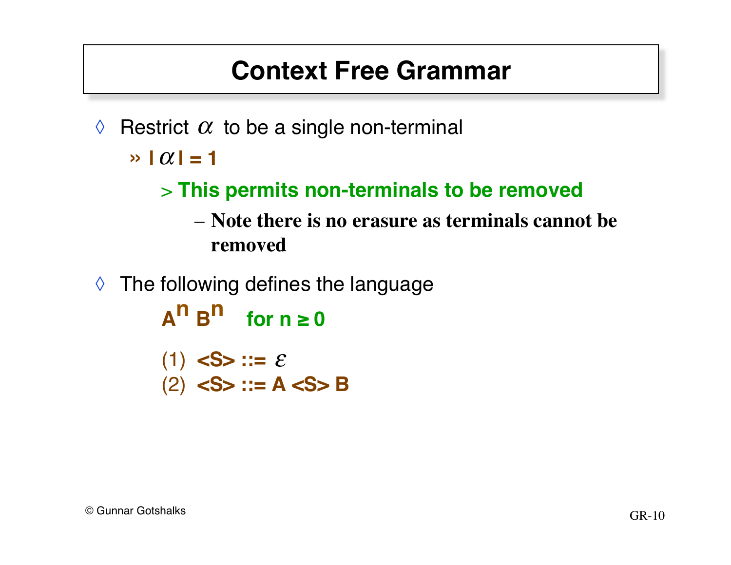# Context Free Grammar

- Restrict $\alpha$ to be a single non-terminal
  - » **$|\alpha| = 1$**
    - > **This permits non-terminals to be removed**
      - – **Note there is no erasure as terminals cannot be removed**

- The following defines the language

  **$A^n B^n$ for $n \geq 0$**

  (1) **<S> ::= $\varepsilon$**
  (2) **<S> ::= A <S> B**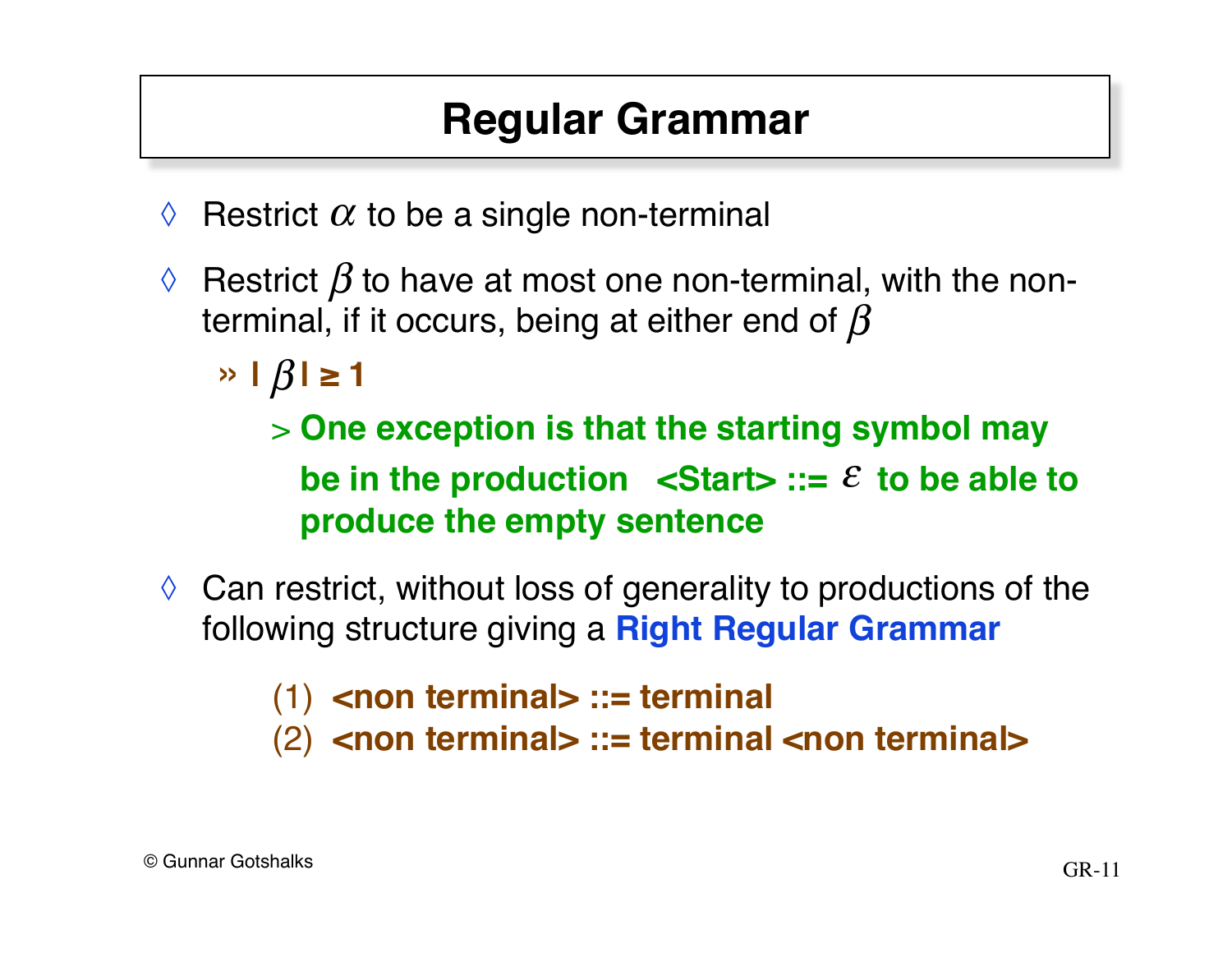# Regular Grammar

- Restrict $\alpha$ to be a single non-terminal
- Restrict $\beta$ to have at most one non-terminal, with the non-terminal, if it occurs, being at either end of $\beta$
  - **$| \beta | \geq 1$**
    - **One exception is that the starting symbol may be in the production <Start> ::= $\varepsilon$ to be able to produce the empty sentence**
- Can restrict, without loss of generality to productions of the following structure giving a **Right Regular Grammar**

  (1) **<non terminal> ::= terminal**
  (2) **<non terminal> ::= terminal <non terminal>**

© Gunnar Gotshalks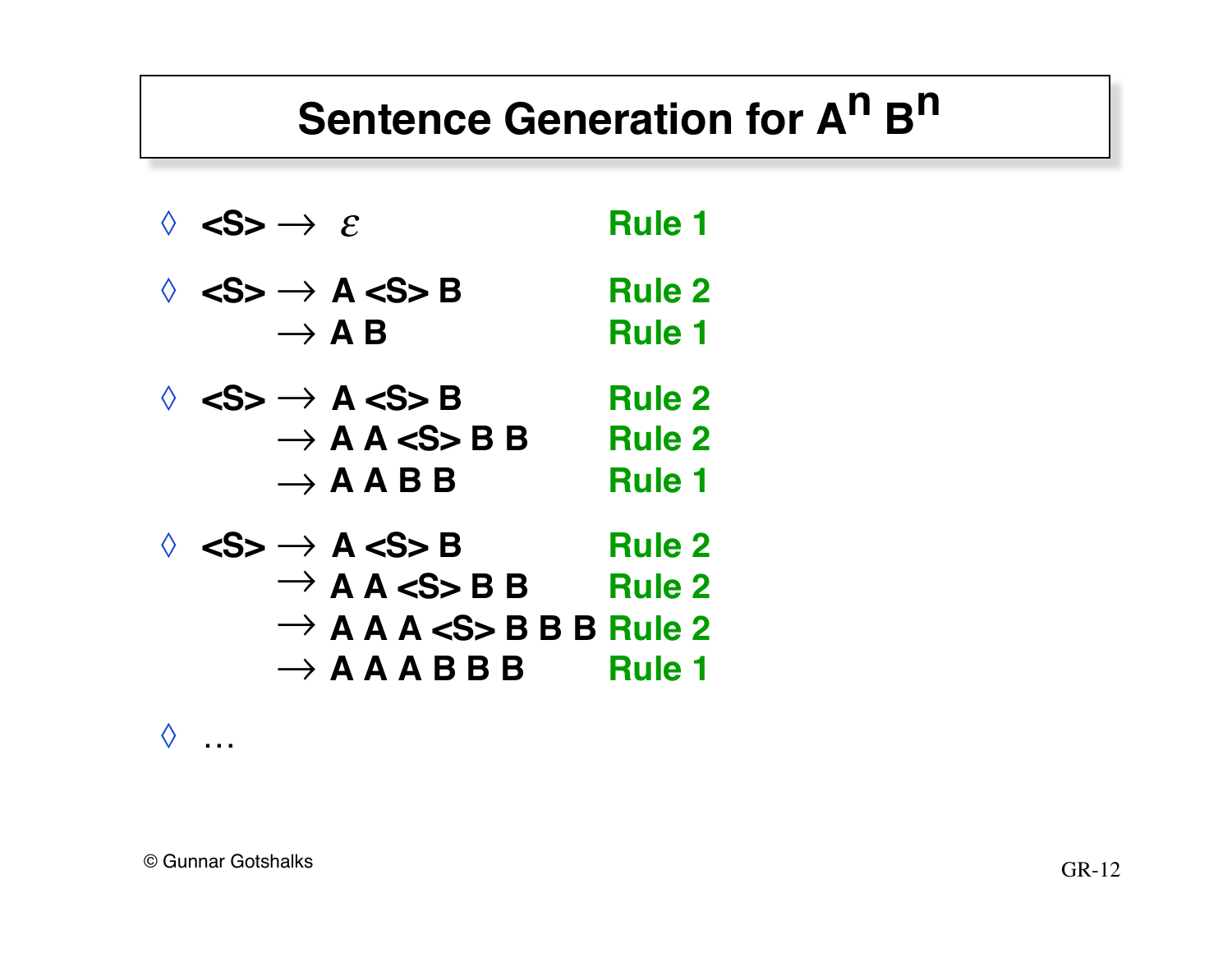# Sentence Generation for $A^n B^n$

- <S> → $\varepsilon$ — Rule 1

- <S> → A <S> B — Rule 2
  → A B — Rule 1

- <S> → A <S> B — Rule 2
  → A A <S> B B — Rule 2
  → A A B B — Rule 1

- <S> → A <S> B — Rule 2
  → A A <S> B B — Rule 2
  → A A A <S> B B B — Rule 2
  → A A A B B B — Rule 1

- …

© Gunnar Gotshalks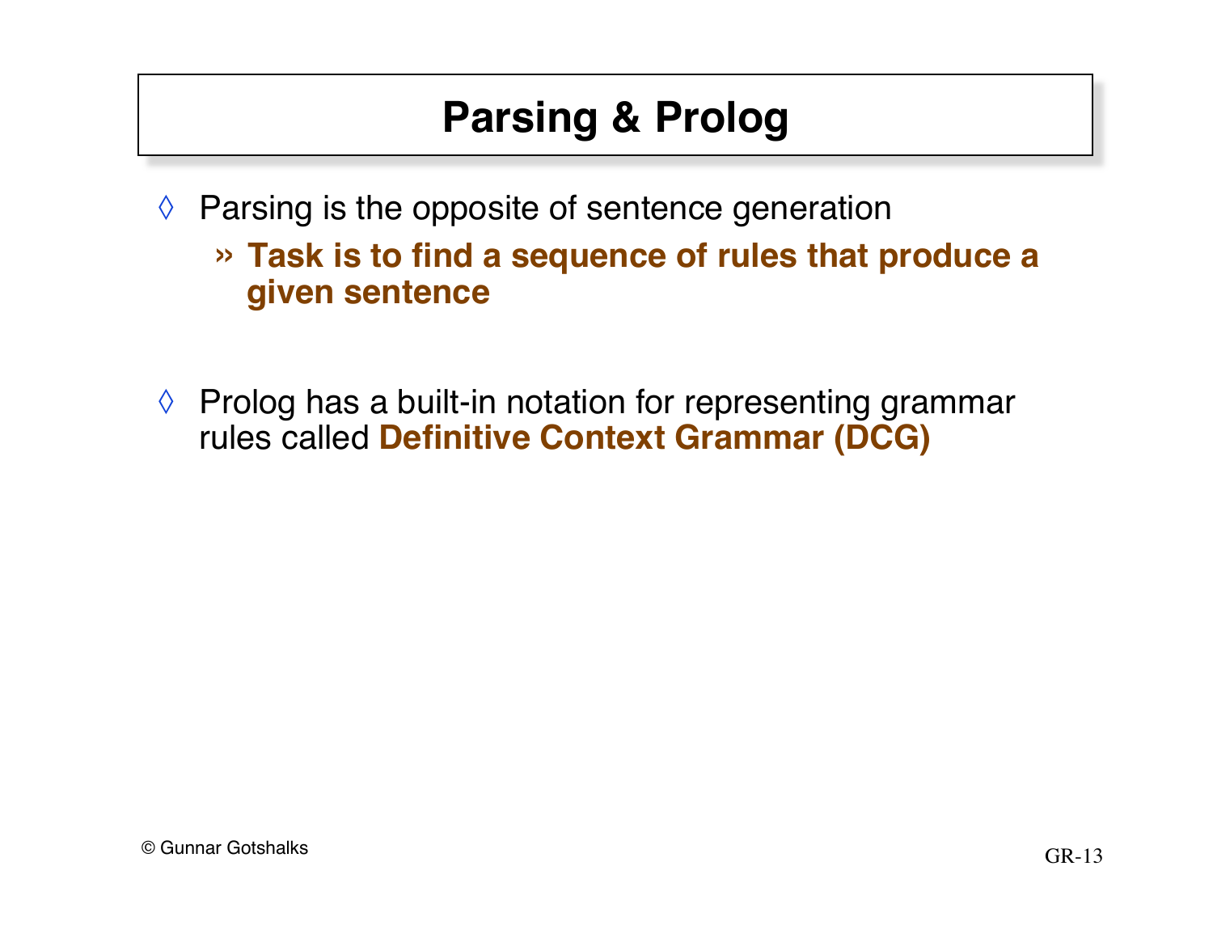# Parsing & Prolog

- Parsing is the opposite of sentence generation
  - **Task is to find a sequence of rules that produce a given sentence**

- Prolog has a built-in notation for representing grammar rules called **Definitive Context Grammar (DCG)**

© Gunnar Gotshalks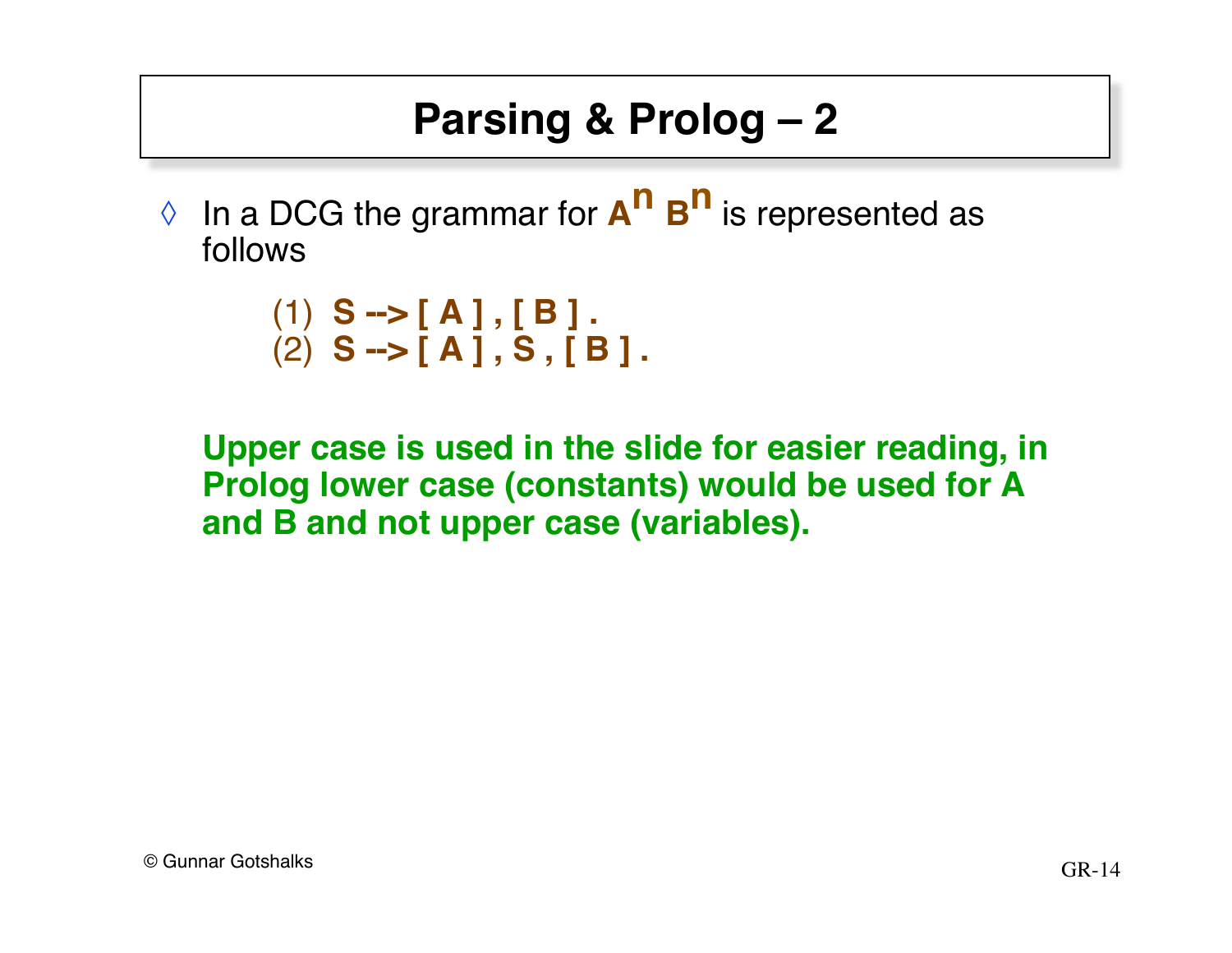# Parsing & Prolog – 2

◊ In a DCG the grammar for $A^n B^n$ is represented as follows

```
(1)  S --> [ A ] , [ B ] .
(2)  S --> [ A ] , S , [ B ] .
```

**Upper case is used in the slide for easier reading, in Prolog lower case (constants) would be used for A and B and not upper case (variables).**

© Gunnar Gotshalks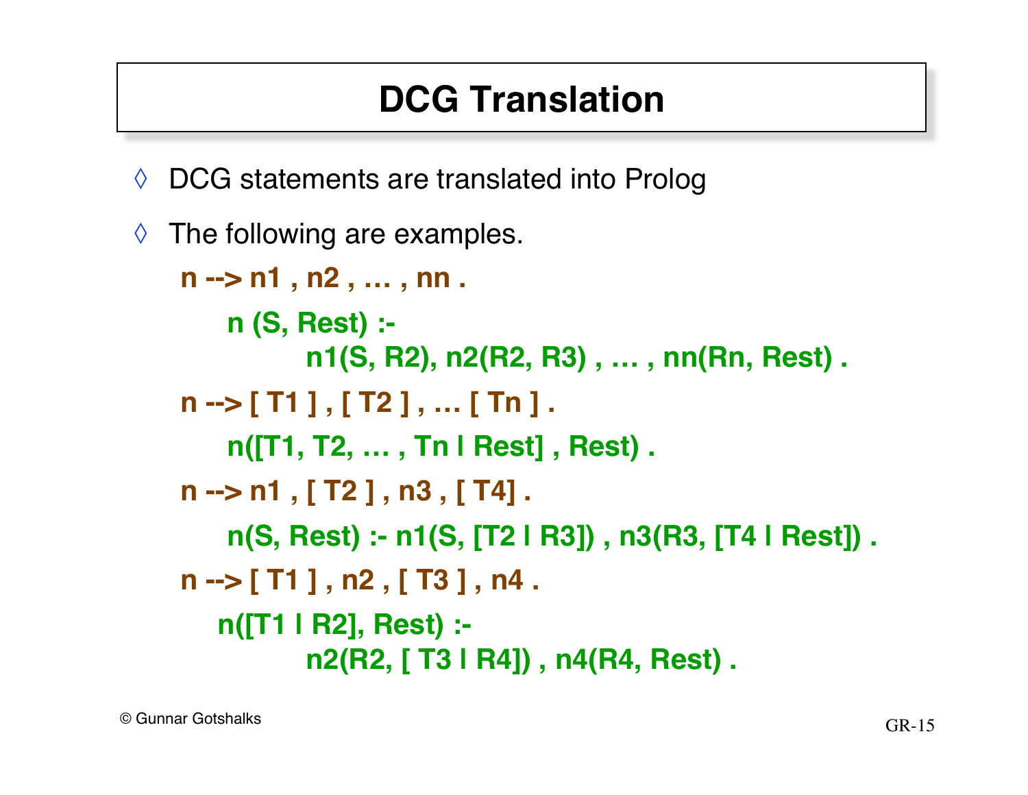# DCG Translation

- DCG statements are translated into Prolog
- The following are examples.

```
n --> n1 , n2 , … , nn .

    n (S, Rest) :-
            n1(S, R2), n2(R2, R3) , … , nn(Rn, Rest) .

n --> [ T1 ] , [ T2 ] , … [ Tn ] .

    n([T1, T2, … , Tn | Rest] , Rest) .

n --> n1 , [ T2 ] , n3 , [ T4] .

    n(S, Rest) :- n1(S, [T2 | R3]) , n3(R3, [T4 | Rest]) .

n --> [ T1 ] , n2 , [ T3 ] , n4 .

    n([T1 | R2], Rest) :-
            n2(R2, [ T3 | R4]) , n4(R4, Rest) .
```

© Gunnar Gotshalks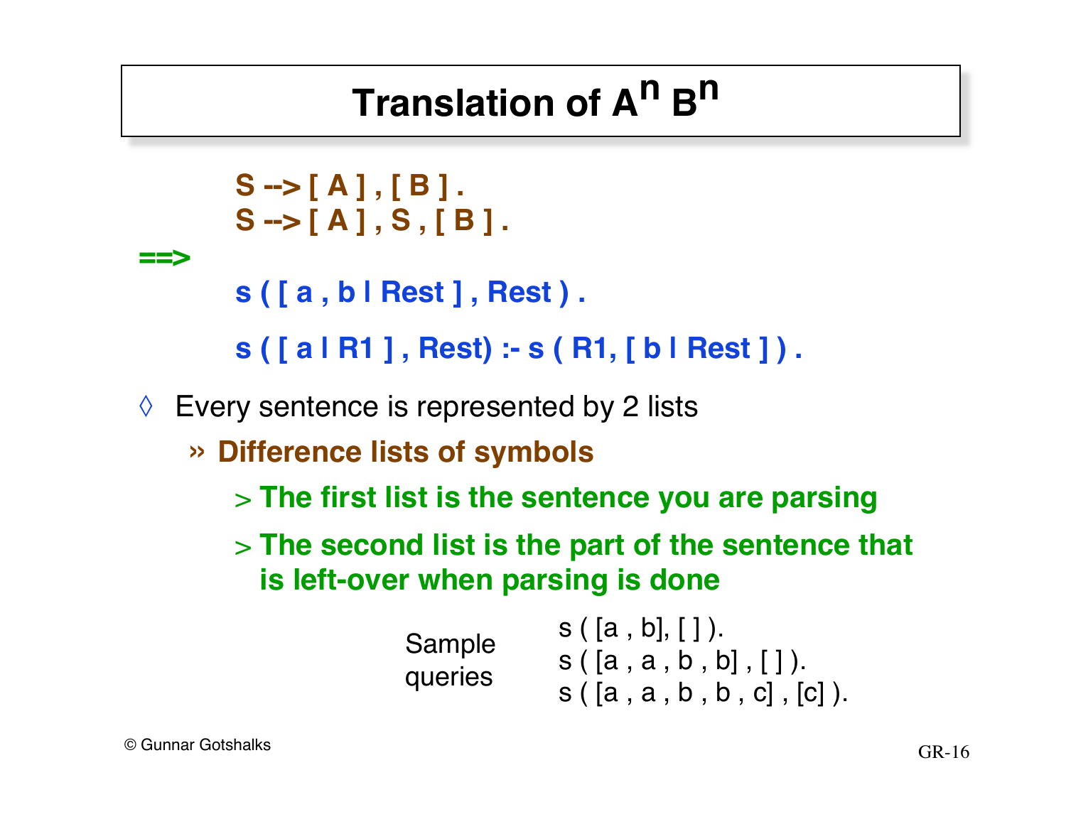# Translation of $A^n B^n$

```
S --> [ A ] , [ B ] .
S --> [ A ] , S , [ B ] .
```

==>

```
s ( [ a , b | Rest ] , Rest ) .

s ( [ a | R1 ] , Rest) :- s ( R1, [ b | Rest ] ) .
```

◊ Every sentence is represented by 2 lists

- » **Difference lists of symbols**
  - > **The first list is the sentence you are parsing**
  - > **The second list is the part of the sentence that is left-over when parsing is done**

Sample queries

```
s ( [a , b], [ ] ).
s ( [a , a , b , b] , [ ] ).
s ( [a , a , b , b , c] , [c] ).
```

© Gunnar Gotshalks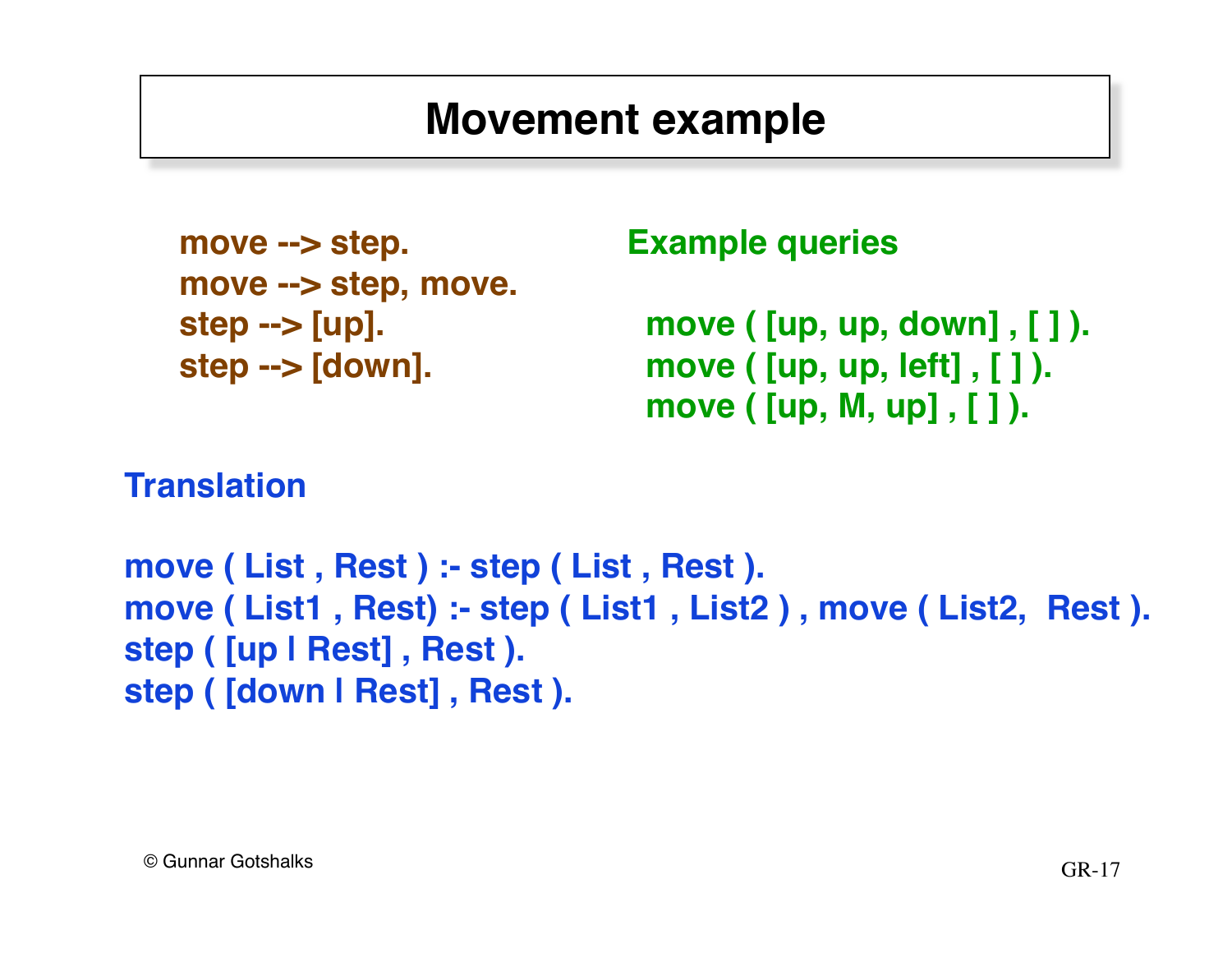# Movement example

```
move --> step.
move --> step, move.
step --> [up].
step --> [down].
```

**Example queries**

```
move ( [up, up, down] , [ ] ).
move ( [up, up, left] , [ ] ).
move ( [up, M, up] , [ ] ).
```

**Translation**

```
move ( List , Rest ) :- step ( List , Rest ).
move ( List1 , Rest) :- step ( List1 , List2 ) , move ( List2,  Rest ).
step ( [up | Rest] , Rest ).
step ( [down | Rest] , Rest ).
```

© Gunnar Gotshalks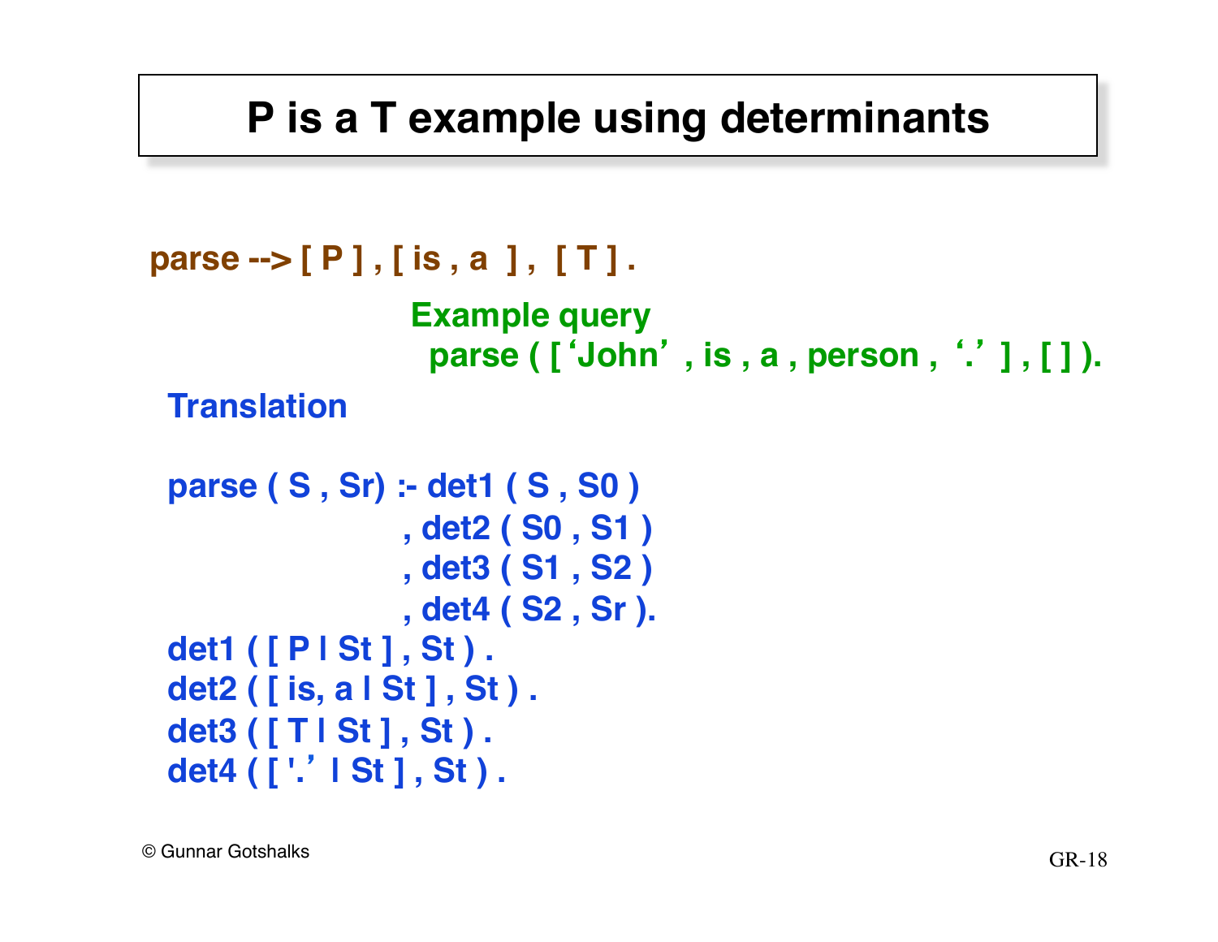# P is a T example using determinants

```
parse --> [ P ] , [ is , a  ] ,  [ T ] .
```

Example query

```
parse ( [ 'John' , is , a , person , '.' ] , [ ] ).
```

Translation

```
parse ( S , Sr) :- det1 ( S , S0 )
                 , det2 ( S0 , S1 )
                 , det3 ( S1 , S2 )
                 , det4 ( S2 , Sr ).
det1 ( [ P | St ] , St ) .
det2 ( [ is, a | St ] , St ) .
det3 ( [ T | St ] , St ) .
det4 ( [ '.' | St ] , St ) .
```

© Gunnar Gotshalks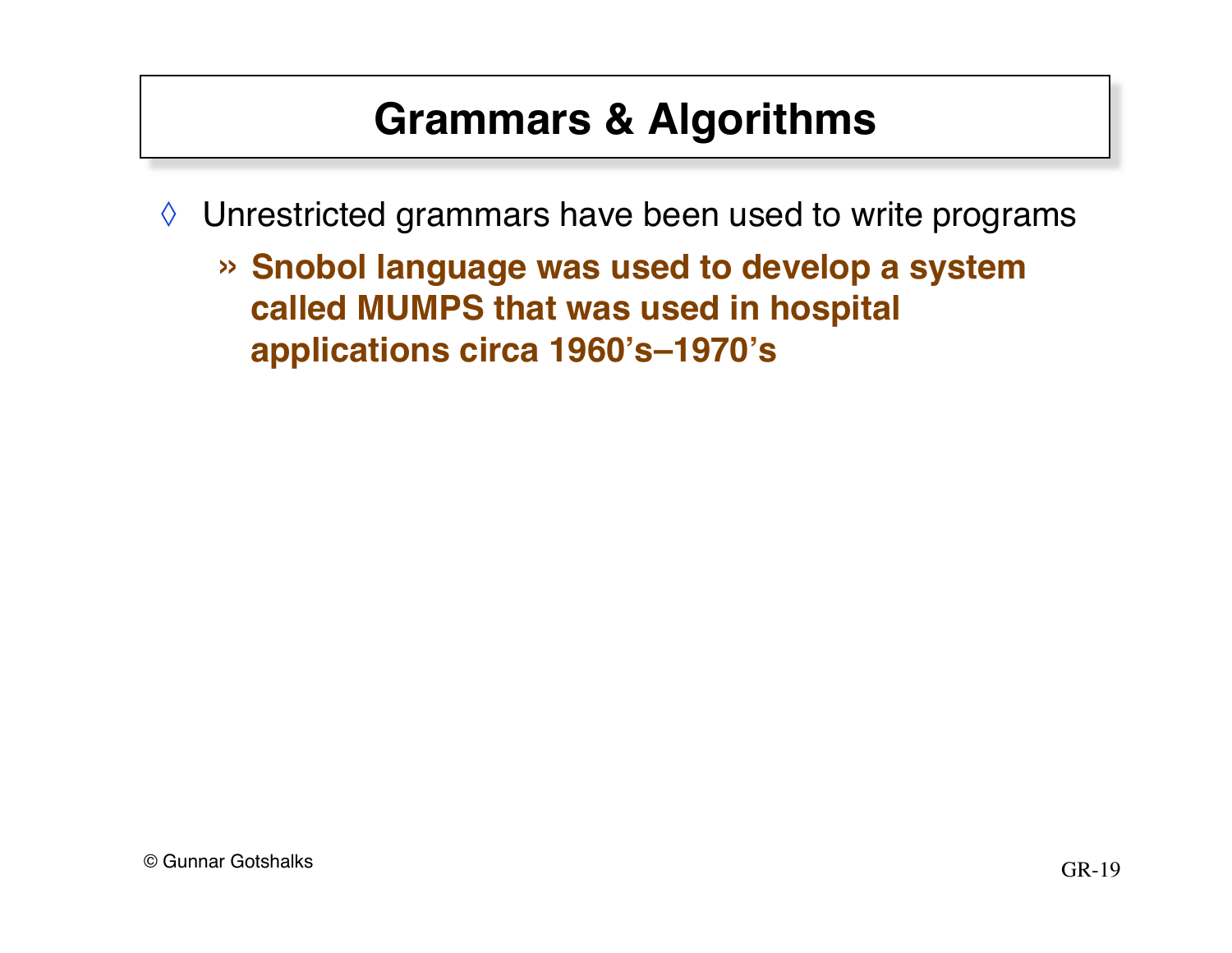# Grammars & Algorithms

- Unrestricted grammars have been used to write programs
  - **Snobol language was used to develop a system called MUMPS that was used in hospital applications circa 1960's–1970's**

© Gunnar Gotshalks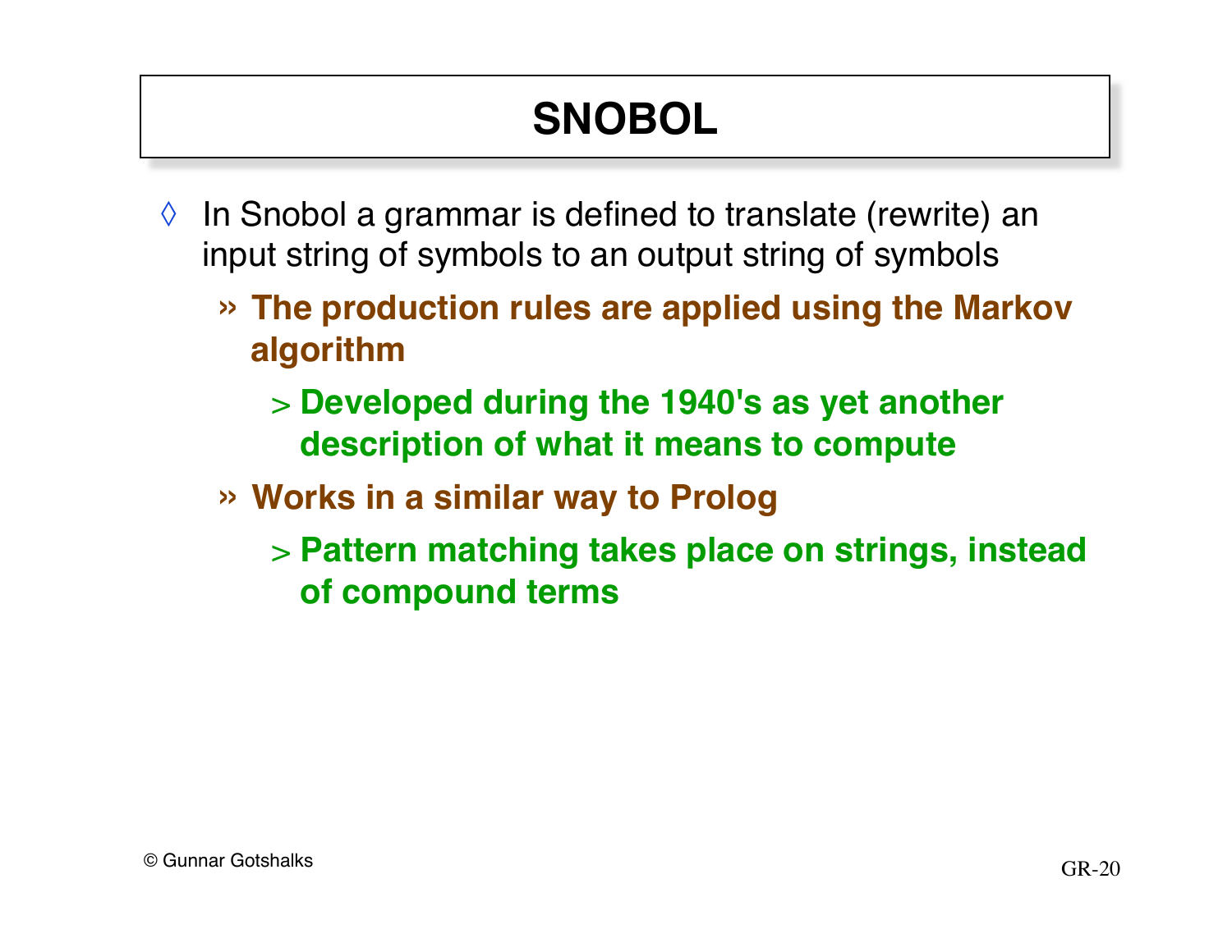# SNOBOL

- In Snobol a grammar is defined to translate (rewrite) an input string of symbols to an output string of symbols
  - **The production rules are applied using the Markov algorithm**
    - **Developed during the 1940's as yet another description of what it means to compute**
  - **Works in a similar way to Prolog**
    - **Pattern matching takes place on strings, instead of compound terms**

© Gunnar Gotshalks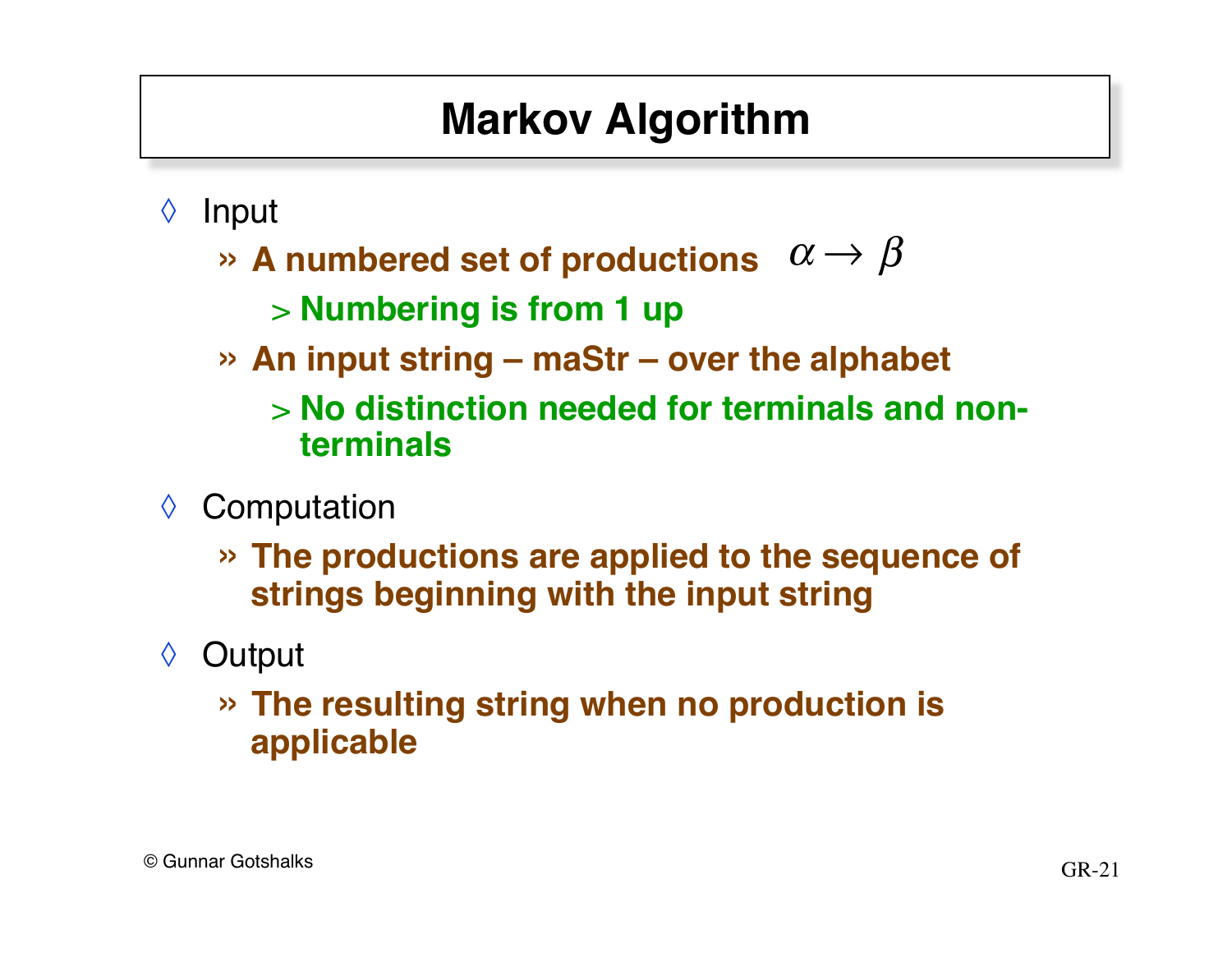# Markov Algorithm

- Input
  - A numbered set of productions $\alpha \rightarrow \beta$
    - Numbering is from 1 up
  - An input string – maStr – over the alphabet
    - No distinction needed for terminals and non-terminals
- Computation
  - The productions are applied to the sequence of strings beginning with the input string
- Output
  - The resulting string when no production is applicable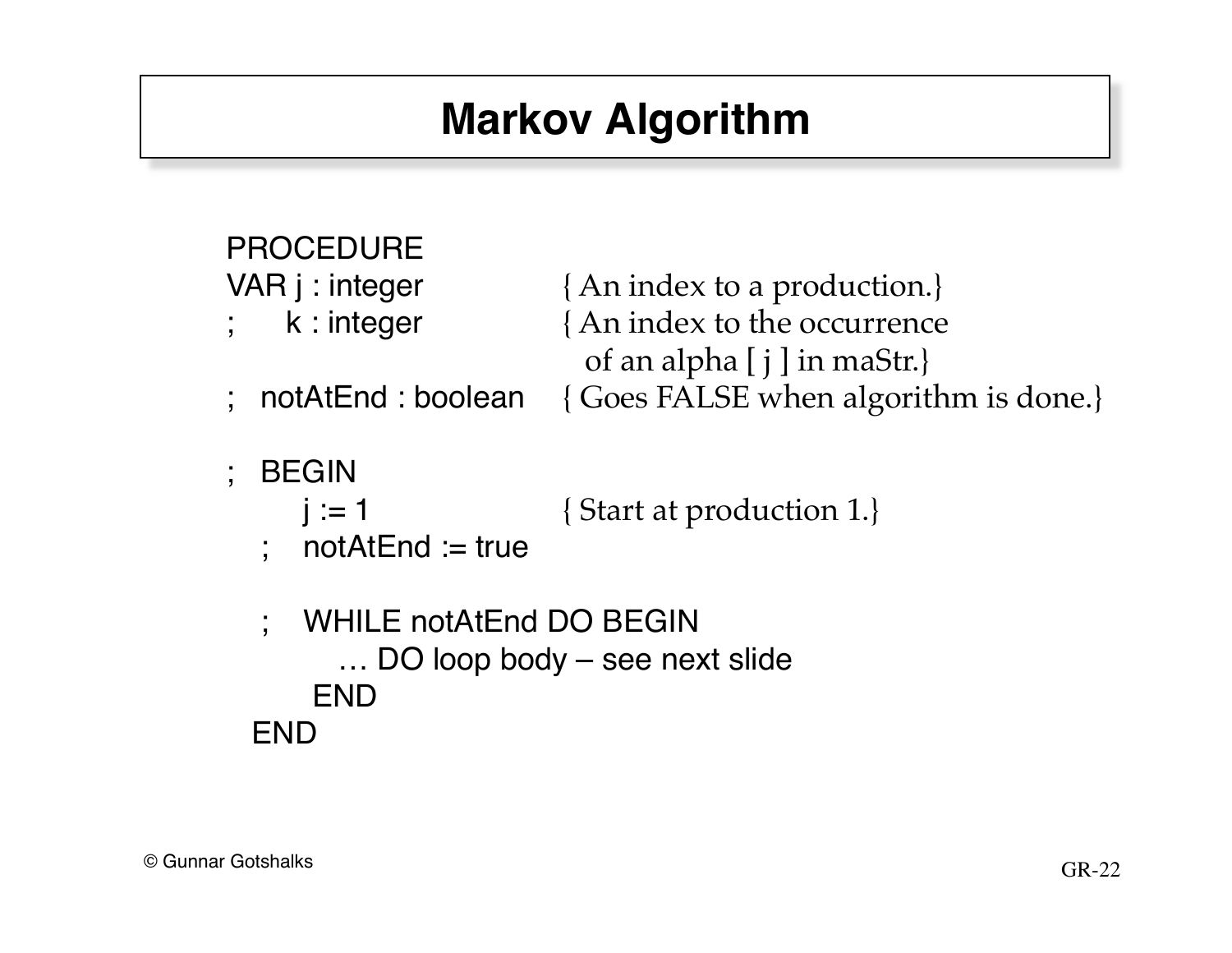# Markov Algorithm

```
PROCEDURE
VAR j : integer              { An index to a production.}
;     k : integer            { An index to the occurrence
                               of an alpha [ j ] in maStr.}
;   notAtEnd : boolean       { Goes FALSE when algorithm is done.}

;   BEGIN
        j := 1               { Start at production 1.}
    ;   notAtEnd := true

    ;   WHILE notAtEnd DO BEGIN
            … DO loop body – see next slide
         END
  END
```

© Gunnar Gotshalks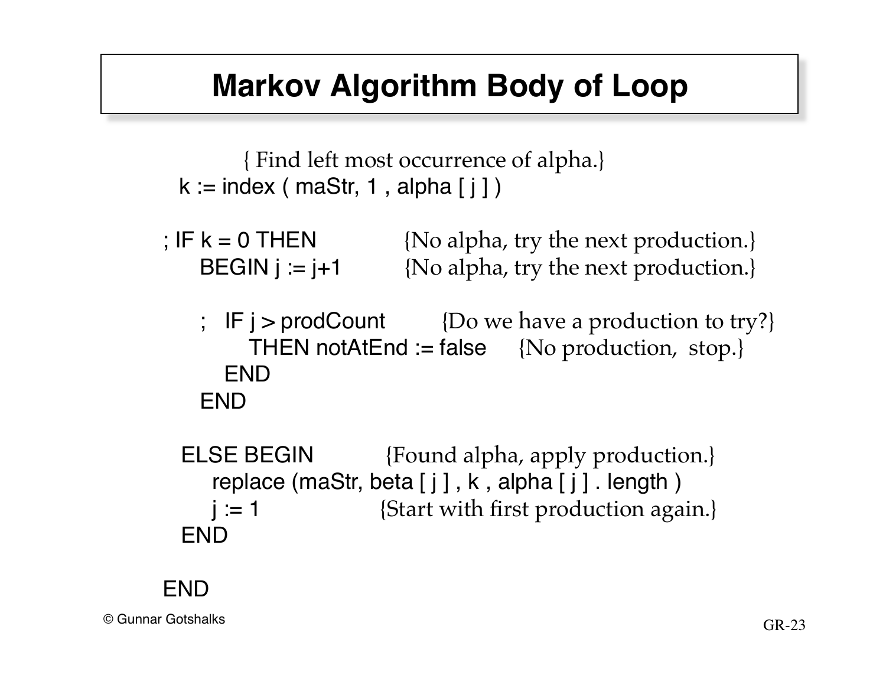# Markov Algorithm Body of Loop

```
            { Find left most occurrence of alpha.}
  k := index ( maStr, 1 , alpha [ j ] )

; IF k = 0 THEN              {No alpha, try the next production.}
    BEGIN j := j+1           {No alpha, try the next production.}

    ;  IF j > prodCount         {Do we have a production to try?}
         THEN notAtEnd := false     {No production, stop.}
       END
    END

  ELSE BEGIN           {Found alpha, apply production.}
     replace (maStr, beta [ j ] , k , alpha [ j ] . length )
     j := 1                {Start with first production again.}
  END

END
```

© Gunnar Gotshalks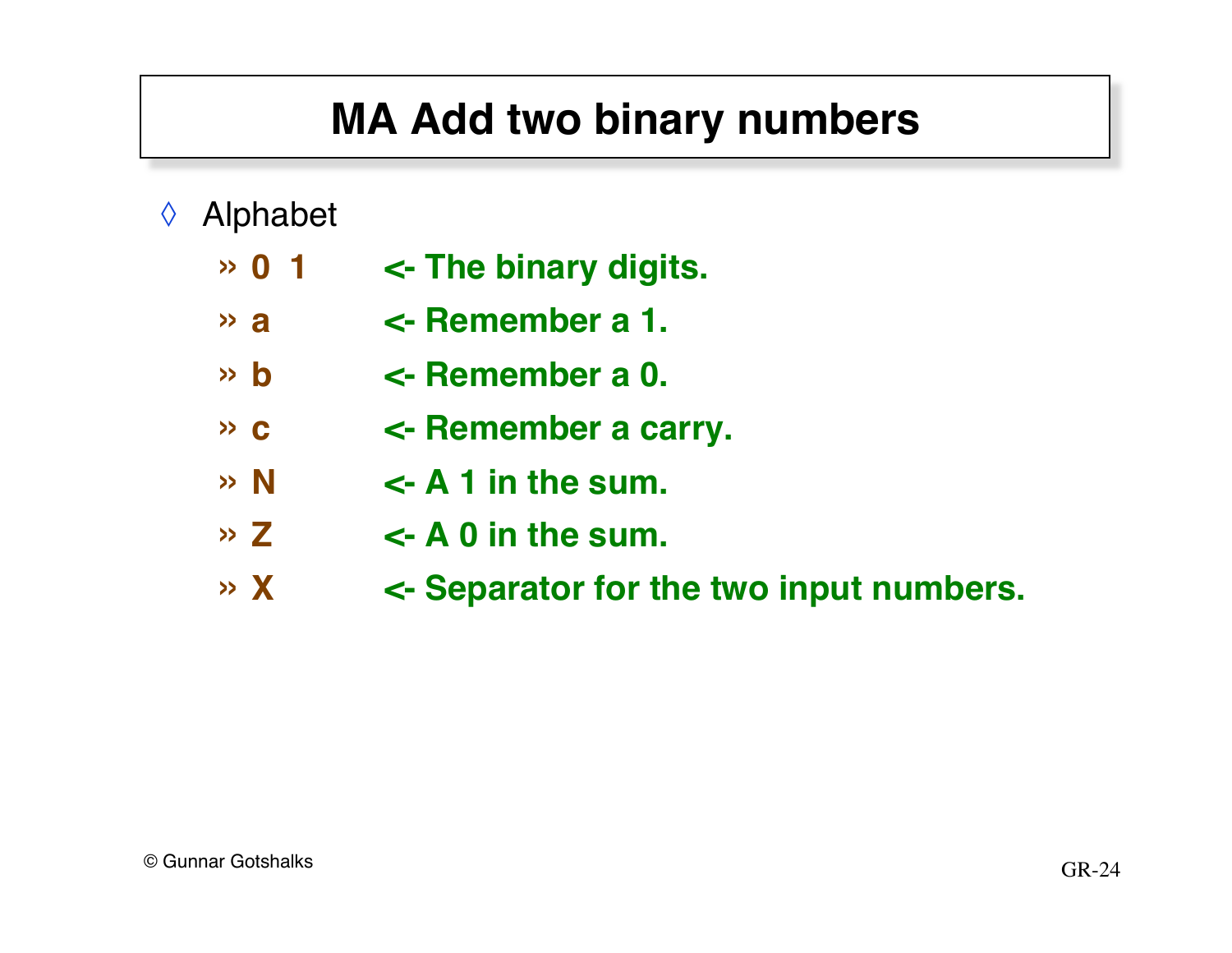# MA Add two binary numbers

- Alphabet
  - **0 1** **<- The binary digits.**
  - **a** **<- Remember a 1.**
  - **b** **<- Remember a 0.**
  - **c** **<- Remember a carry.**
  - **N** **<- A 1 in the sum.**
  - **Z** **<- A 0 in the sum.**
  - **X** **<- Separator for the two input numbers.**

© Gunnar Gotshalks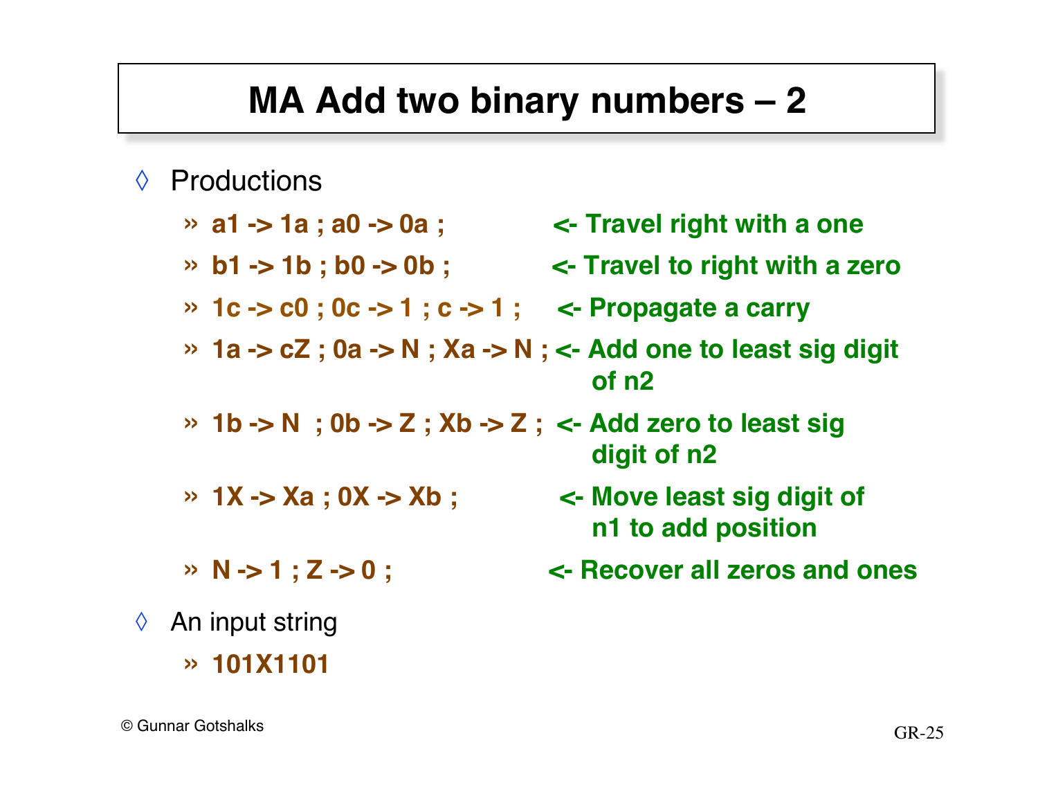# MA Add two binary numbers – 2

- Productions
  - **a1 -> 1a ; a0 -> 0a ;** <- Travel right with a one
  - **b1 -> 1b ; b0 -> 0b ;** <- Travel to right with a zero
  - **1c -> c0 ; 0c -> 1 ; c -> 1 ;** <- Propagate a carry
  - **1a -> cZ ; 0a -> N ; Xa -> N ;** <- Add one to least sig digit of n2
  - **1b -> N ; 0b -> Z ; Xb -> Z ;** <- Add zero to least sig digit of n2
  - **1X -> Xa ; 0X -> Xb ;** <- Move least sig digit of n1 to add position
  - **N -> 1 ; Z -> 0 ;** <- Recover all zeros and ones
- An input string
  - **101X1101**

© Gunnar Gotshalks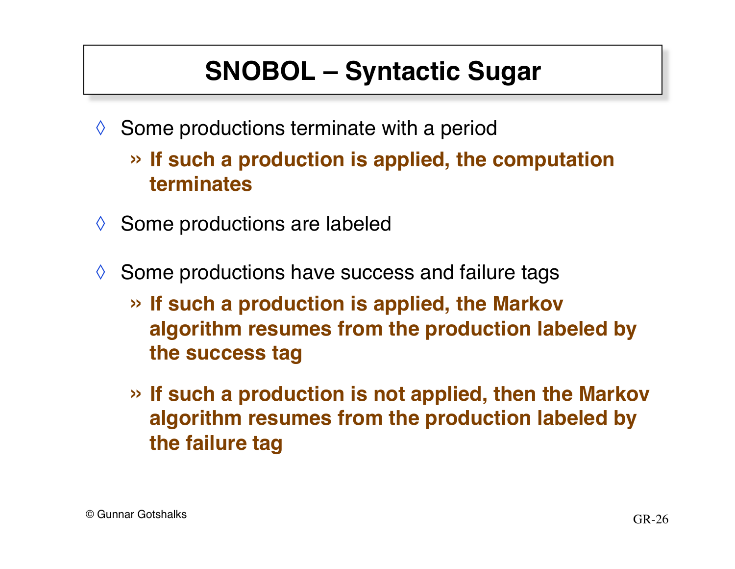# SNOBOL – Syntactic Sugar

- Some productions terminate with a period
  - **If such a production is applied, the computation terminates**
- Some productions are labeled
- Some productions have success and failure tags
  - **If such a production is applied, the Markov algorithm resumes from the production labeled by the success tag**
  - **If such a production is not applied, then the Markov algorithm resumes from the production labeled by the failure tag**

© Gunnar Gotshalks